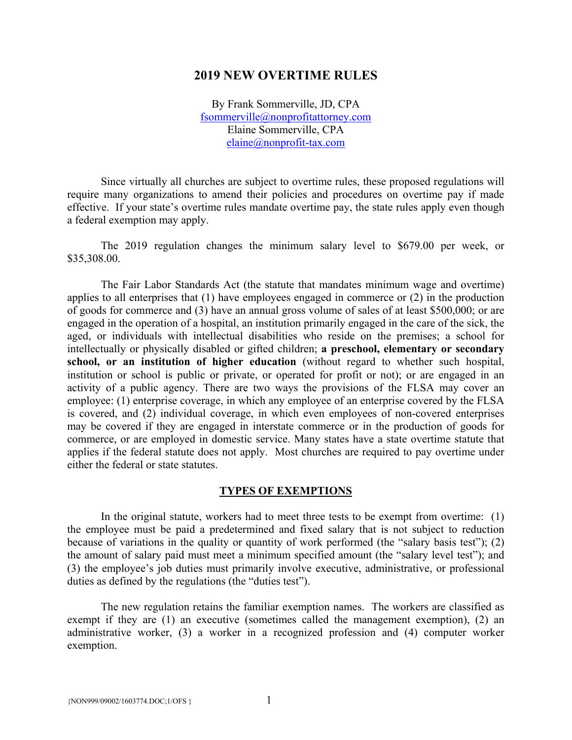# 2019 NEW OVERTIME RULES

By Frank Sommerville, JD, CPA
fsommerville@nonprofitattorney.com
Elaine Sommerville, CPA
elaine@nonprofit-tax.com

Since virtually all churches are subject to overtime rules, these proposed regulations will require many organizations to amend their policies and procedures on overtime pay if made effective. If your state's overtime rules mandate overtime pay, the state rules apply even though a federal exemption may apply.

The 2019 regulation changes the minimum salary level to $679.00 per week, or $35,308.00.

The Fair Labor Standards Act (the statute that mandates minimum wage and overtime) applies to all enterprises that (1) have employees engaged in commerce or (2) in the production of goods for commerce and (3) have an annual gross volume of sales of at least $500,000; or are engaged in the operation of a hospital, an institution primarily engaged in the care of the sick, the aged, or individuals with intellectual disabilities who reside on the premises; a school for intellectually or physically disabled or gifted children; **a preschool, elementary or secondary school, or an institution of higher education** (without regard to whether such hospital, institution or school is public or private, or operated for profit or not); or are engaged in an activity of a public agency. There are two ways the provisions of the FLSA may cover an employee: (1) enterprise coverage, in which any employee of an enterprise covered by the FLSA is covered, and (2) individual coverage, in which even employees of non-covered enterprises may be covered if they are engaged in interstate commerce or in the production of goods for commerce, or are employed in domestic service. Many states have a state overtime statute that applies if the federal statute does not apply. Most churches are required to pay overtime under either the federal or state statutes.

## TYPES OF EXEMPTIONS

In the original statute, workers had to meet three tests to be exempt from overtime: (1) the employee must be paid a predetermined and fixed salary that is not subject to reduction because of variations in the quality or quantity of work performed (the "salary basis test"); (2) the amount of salary paid must meet a minimum specified amount (the "salary level test"); and (3) the employee's job duties must primarily involve executive, administrative, or professional duties as defined by the regulations (the "duties test").

The new regulation retains the familiar exemption names. The workers are classified as exempt if they are (1) an executive (sometimes called the management exemption), (2) an administrative worker, (3) a worker in a recognized profession and (4) computer worker exemption.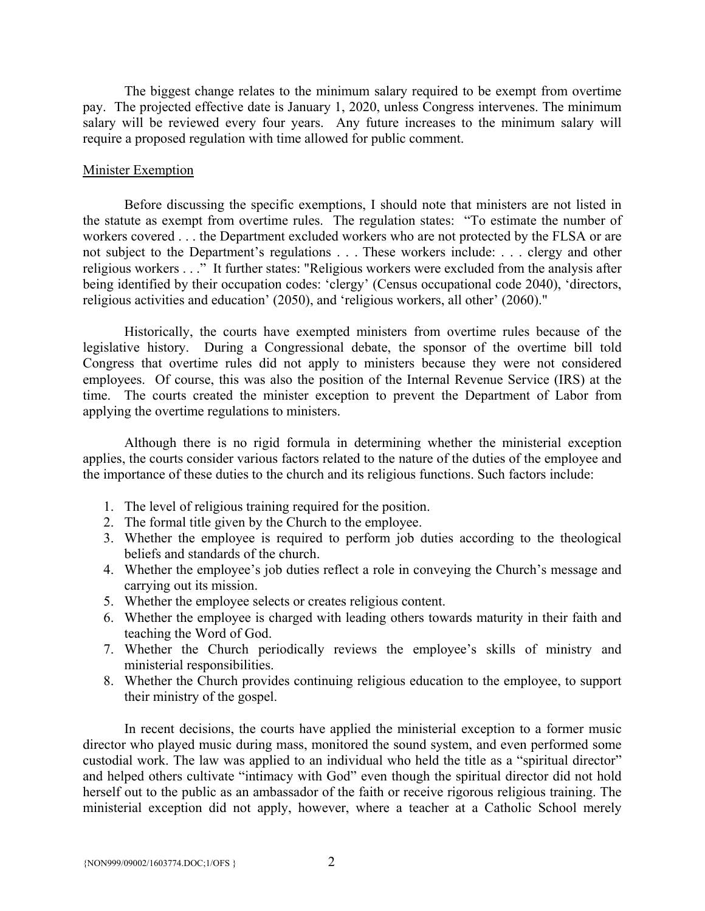The biggest change relates to the minimum salary required to be exempt from overtime pay. The projected effective date is January 1, 2020, unless Congress intervenes. The minimum salary will be reviewed every four years. Any future increases to the minimum salary will require a proposed regulation with time allowed for public comment.

Minister Exemption

Before discussing the specific exemptions, I should note that ministers are not listed in the statute as exempt from overtime rules. The regulation states: "To estimate the number of workers covered . . . the Department excluded workers who are not protected by the FLSA or are not subject to the Department's regulations . . . These workers include: . . . clergy and other religious workers . . ." It further states: "Religious workers were excluded from the analysis after being identified by their occupation codes: 'clergy' (Census occupational code 2040), 'directors, religious activities and education' (2050), and 'religious workers, all other' (2060)."

Historically, the courts have exempted ministers from overtime rules because of the legislative history. During a Congressional debate, the sponsor of the overtime bill told Congress that overtime rules did not apply to ministers because they were not considered employees. Of course, this was also the position of the Internal Revenue Service (IRS) at the time. The courts created the minister exception to prevent the Department of Labor from applying the overtime regulations to ministers.

Although there is no rigid formula in determining whether the ministerial exception applies, the courts consider various factors related to the nature of the duties of the employee and the importance of these duties to the church and its religious functions. Such factors include:

1. The level of religious training required for the position.
2. The formal title given by the Church to the employee.
3. Whether the employee is required to perform job duties according to the theological beliefs and standards of the church.
4. Whether the employee's job duties reflect a role in conveying the Church's message and carrying out its mission.
5. Whether the employee selects or creates religious content.
6. Whether the employee is charged with leading others towards maturity in their faith and teaching the Word of God.
7. Whether the Church periodically reviews the employee's skills of ministry and ministerial responsibilities.
8. Whether the Church provides continuing religious education to the employee, to support their ministry of the gospel.

In recent decisions, the courts have applied the ministerial exception to a former music director who played music during mass, monitored the sound system, and even performed some custodial work. The law was applied to an individual who held the title as a "spiritual director" and helped others cultivate "intimacy with God" even though the spiritual director did not hold herself out to the public as an ambassador of the faith or receive rigorous religious training. The ministerial exception did not apply, however, where a teacher at a Catholic School merely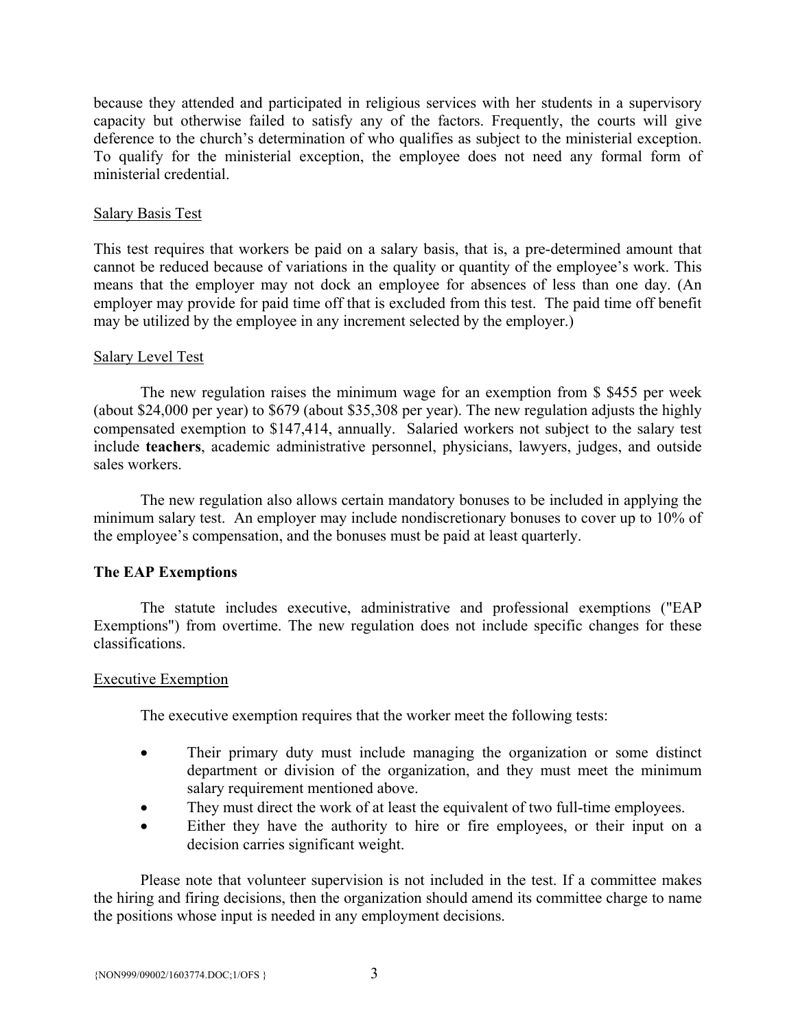because they attended and participated in religious services with her students in a supervisory capacity but otherwise failed to satisfy any of the factors. Frequently, the courts will give deference to the church's determination of who qualifies as subject to the ministerial exception. To qualify for the ministerial exception, the employee does not need any formal form of ministerial credential.

<u>Salary Basis Test</u>

This test requires that workers be paid on a salary basis, that is, a pre-determined amount that cannot be reduced because of variations in the quality or quantity of the employee's work. This means that the employer may not dock an employee for absences of less than one day. (An employer may provide for paid time off that is excluded from this test. The paid time off benefit may be utilized by the employee in any increment selected by the employer.)

<u>Salary Level Test</u>

The new regulation raises the minimum wage for an exemption from $ $455 per week (about $24,000 per year) to $679 (about $35,308 per year). The new regulation adjusts the highly compensated exemption to $147,414, annually. Salaried workers not subject to the salary test include **teachers**, academic administrative personnel, physicians, lawyers, judges, and outside sales workers.

The new regulation also allows certain mandatory bonuses to be included in applying the minimum salary test. An employer may include nondiscretionary bonuses to cover up to 10% of the employee's compensation, and the bonuses must be paid at least quarterly.

**The EAP Exemptions**

The statute includes executive, administrative and professional exemptions ("EAP Exemptions") from overtime. The new regulation does not include specific changes for these classifications.

<u>Executive Exemption</u>

The executive exemption requires that the worker meet the following tests:

- Their primary duty must include managing the organization or some distinct department or division of the organization, and they must meet the minimum salary requirement mentioned above.
- They must direct the work of at least the equivalent of two full-time employees.
- Either they have the authority to hire or fire employees, or their input on a decision carries significant weight.

Please note that volunteer supervision is not included in the test. If a committee makes the hiring and firing decisions, then the organization should amend its committee charge to name the positions whose input is needed in any employment decisions.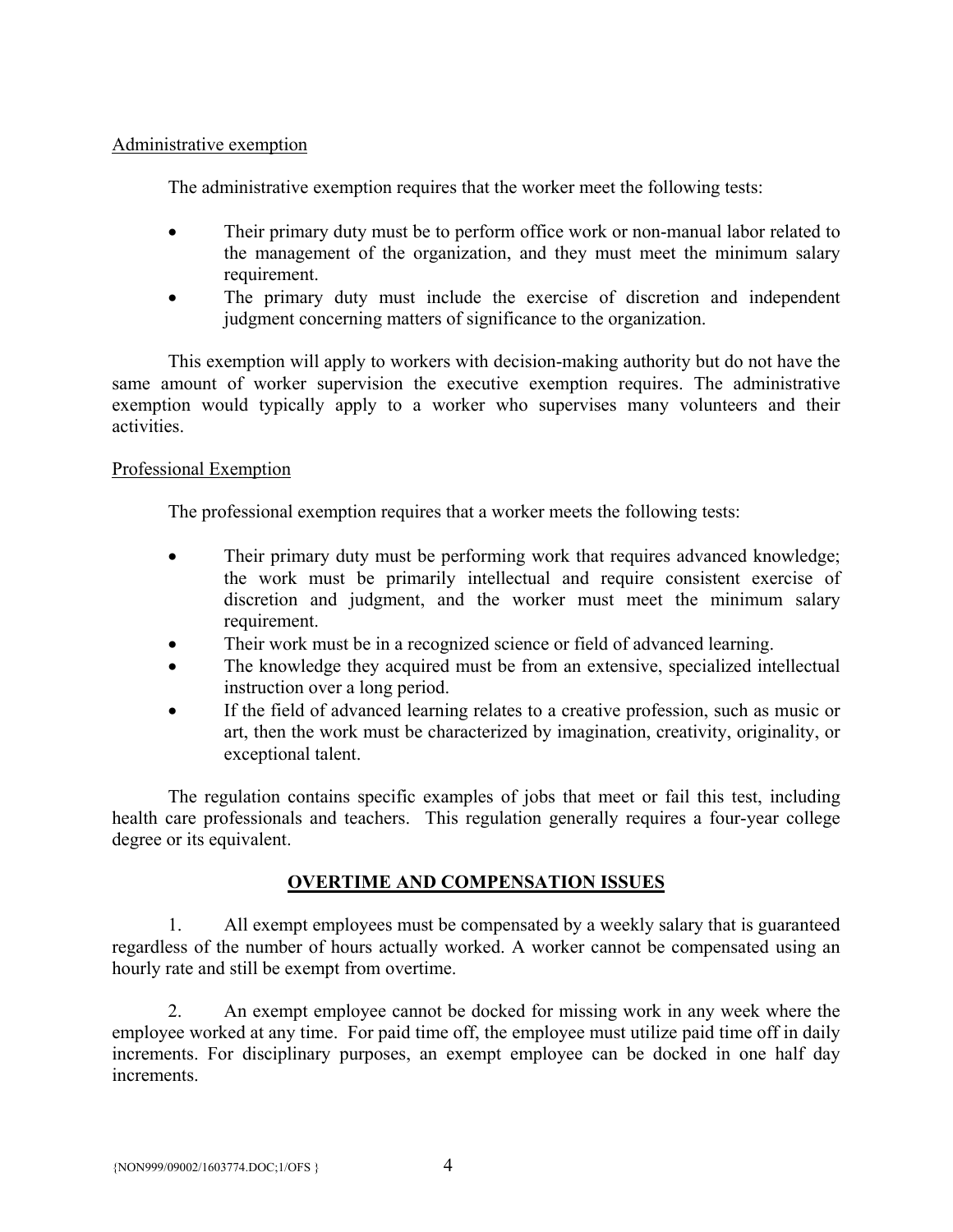<u>Administrative exemption</u>

The administrative exemption requires that the worker meet the following tests:

- Their primary duty must be to perform office work or non-manual labor related to the management of the organization, and they must meet the minimum salary requirement.
- The primary duty must include the exercise of discretion and independent judgment concerning matters of significance to the organization.

This exemption will apply to workers with decision-making authority but do not have the same amount of worker supervision the executive exemption requires. The administrative exemption would typically apply to a worker who supervises many volunteers and their activities.

<u>Professional Exemption</u>

The professional exemption requires that a worker meets the following tests:

- Their primary duty must be performing work that requires advanced knowledge; the work must be primarily intellectual and require consistent exercise of discretion and judgment, and the worker must meet the minimum salary requirement.
- Their work must be in a recognized science or field of advanced learning.
- The knowledge they acquired must be from an extensive, specialized intellectual instruction over a long period.
- If the field of advanced learning relates to a creative profession, such as music or art, then the work must be characterized by imagination, creativity, originality, or exceptional talent.

The regulation contains specific examples of jobs that meet or fail this test, including health care professionals and teachers. This regulation generally requires a four-year college degree or its equivalent.

## OVERTIME AND COMPENSATION ISSUES

1. All exempt employees must be compensated by a weekly salary that is guaranteed regardless of the number of hours actually worked. A worker cannot be compensated using an hourly rate and still be exempt from overtime.

2. An exempt employee cannot be docked for missing work in any week where the employee worked at any time. For paid time off, the employee must utilize paid time off in daily increments. For disciplinary purposes, an exempt employee can be docked in one half day increments.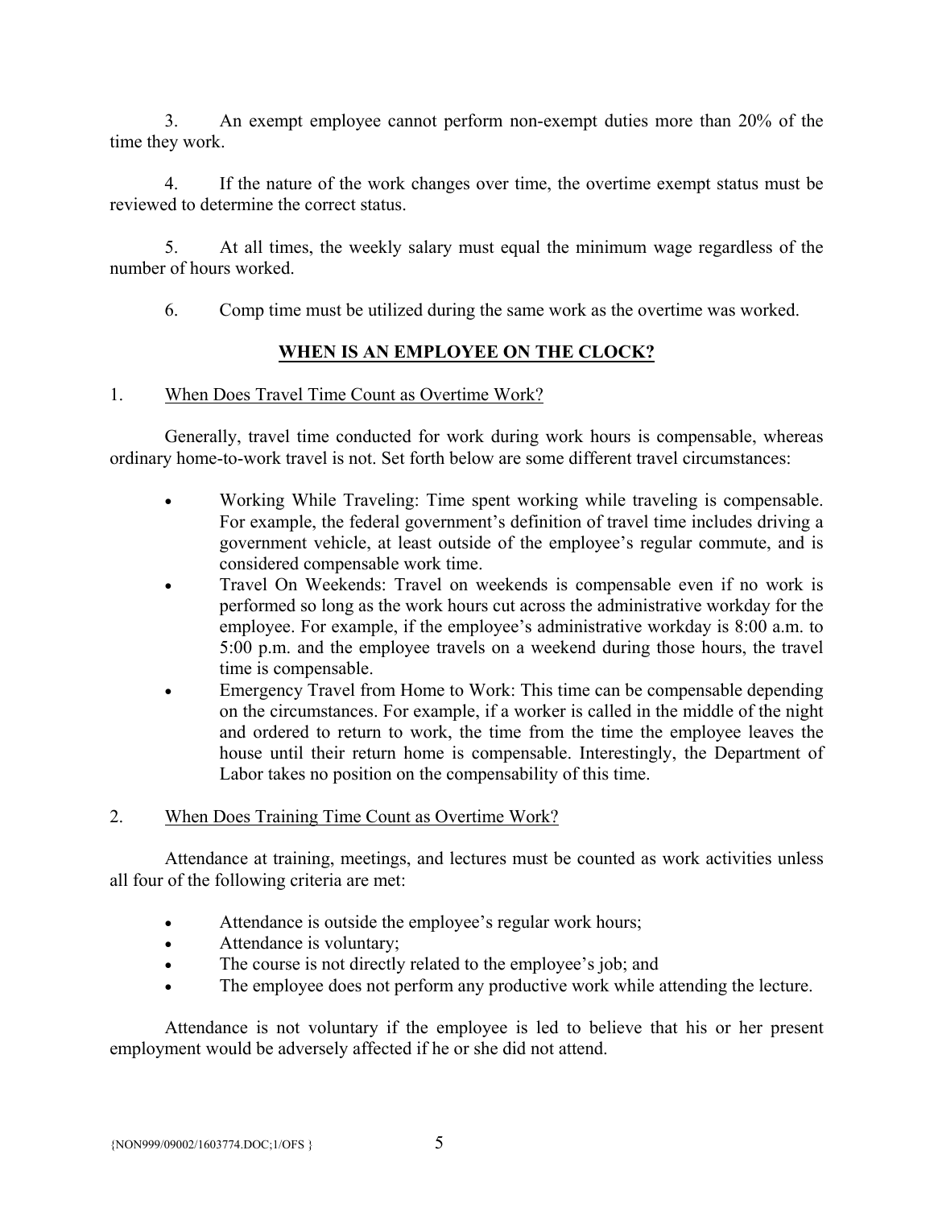3. An exempt employee cannot perform non-exempt duties more than 20% of the time they work.

4. If the nature of the work changes over time, the overtime exempt status must be reviewed to determine the correct status.

5. At all times, the weekly salary must equal the minimum wage regardless of the number of hours worked.

6. Comp time must be utilized during the same work as the overtime was worked.

## **WHEN IS AN EMPLOYEE ON THE CLOCK?**

### 1. When Does Travel Time Count as Overtime Work?

Generally, travel time conducted for work during work hours is compensable, whereas ordinary home-to-work travel is not. Set forth below are some different travel circumstances:

- Working While Traveling: Time spent working while traveling is compensable. For example, the federal government's definition of travel time includes driving a government vehicle, at least outside of the employee's regular commute, and is considered compensable work time.
- Travel On Weekends: Travel on weekends is compensable even if no work is performed so long as the work hours cut across the administrative workday for the employee. For example, if the employee's administrative workday is 8:00 a.m. to 5:00 p.m. and the employee travels on a weekend during those hours, the travel time is compensable.
- Emergency Travel from Home to Work: This time can be compensable depending on the circumstances. For example, if a worker is called in the middle of the night and ordered to return to work, the time from the time the employee leaves the house until their return home is compensable. Interestingly, the Department of Labor takes no position on the compensability of this time.

### 2. When Does Training Time Count as Overtime Work?

Attendance at training, meetings, and lectures must be counted as work activities unless all four of the following criteria are met:

- Attendance is outside the employee's regular work hours;
- Attendance is voluntary;
- The course is not directly related to the employee's job; and
- The employee does not perform any productive work while attending the lecture.

Attendance is not voluntary if the employee is led to believe that his or her present employment would be adversely affected if he or she did not attend.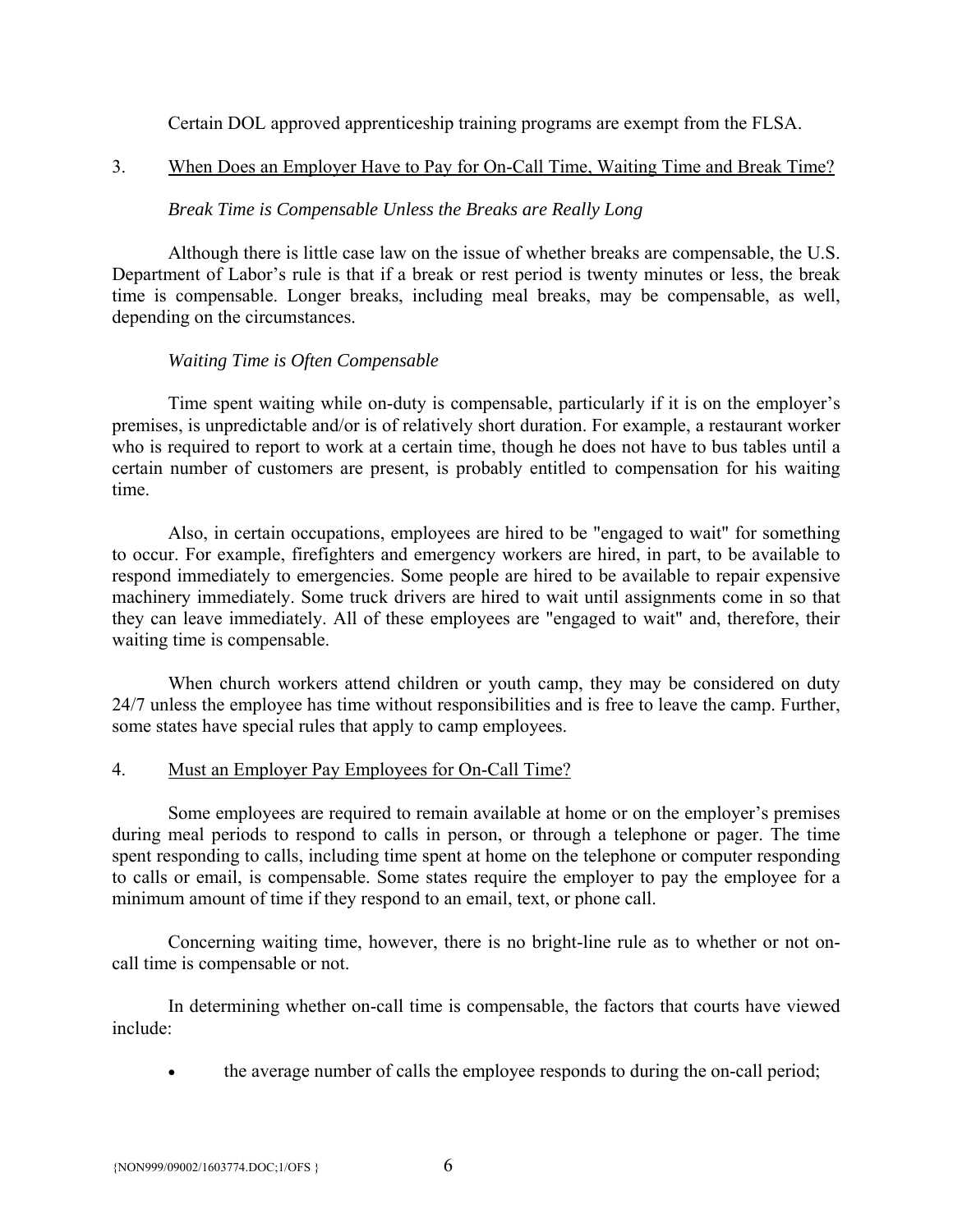Certain DOL approved apprenticeship training programs are exempt from the FLSA.

3. When Does an Employer Have to Pay for On-Call Time, Waiting Time and Break Time?

*Break Time is Compensable Unless the Breaks are Really Long*

Although there is little case law on the issue of whether breaks are compensable, the U.S. Department of Labor's rule is that if a break or rest period is twenty minutes or less, the break time is compensable. Longer breaks, including meal breaks, may be compensable, as well, depending on the circumstances.

*Waiting Time is Often Compensable*

Time spent waiting while on-duty is compensable, particularly if it is on the employer's premises, is unpredictable and/or is of relatively short duration. For example, a restaurant worker who is required to report to work at a certain time, though he does not have to bus tables until a certain number of customers are present, is probably entitled to compensation for his waiting time.

Also, in certain occupations, employees are hired to be "engaged to wait" for something to occur. For example, firefighters and emergency workers are hired, in part, to be available to respond immediately to emergencies. Some people are hired to be available to repair expensive machinery immediately. Some truck drivers are hired to wait until assignments come in so that they can leave immediately. All of these employees are "engaged to wait" and, therefore, their waiting time is compensable.

When church workers attend children or youth camp, they may be considered on duty 24/7 unless the employee has time without responsibilities and is free to leave the camp. Further, some states have special rules that apply to camp employees.

4. Must an Employer Pay Employees for On-Call Time?

Some employees are required to remain available at home or on the employer's premises during meal periods to respond to calls in person, or through a telephone or pager. The time spent responding to calls, including time spent at home on the telephone or computer responding to calls or email, is compensable. Some states require the employer to pay the employee for a minimum amount of time if they respond to an email, text, or phone call.

Concerning waiting time, however, there is no bright-line rule as to whether or not on-call time is compensable or not.

In determining whether on-call time is compensable, the factors that courts have viewed include:

- the average number of calls the employee responds to during the on-call period;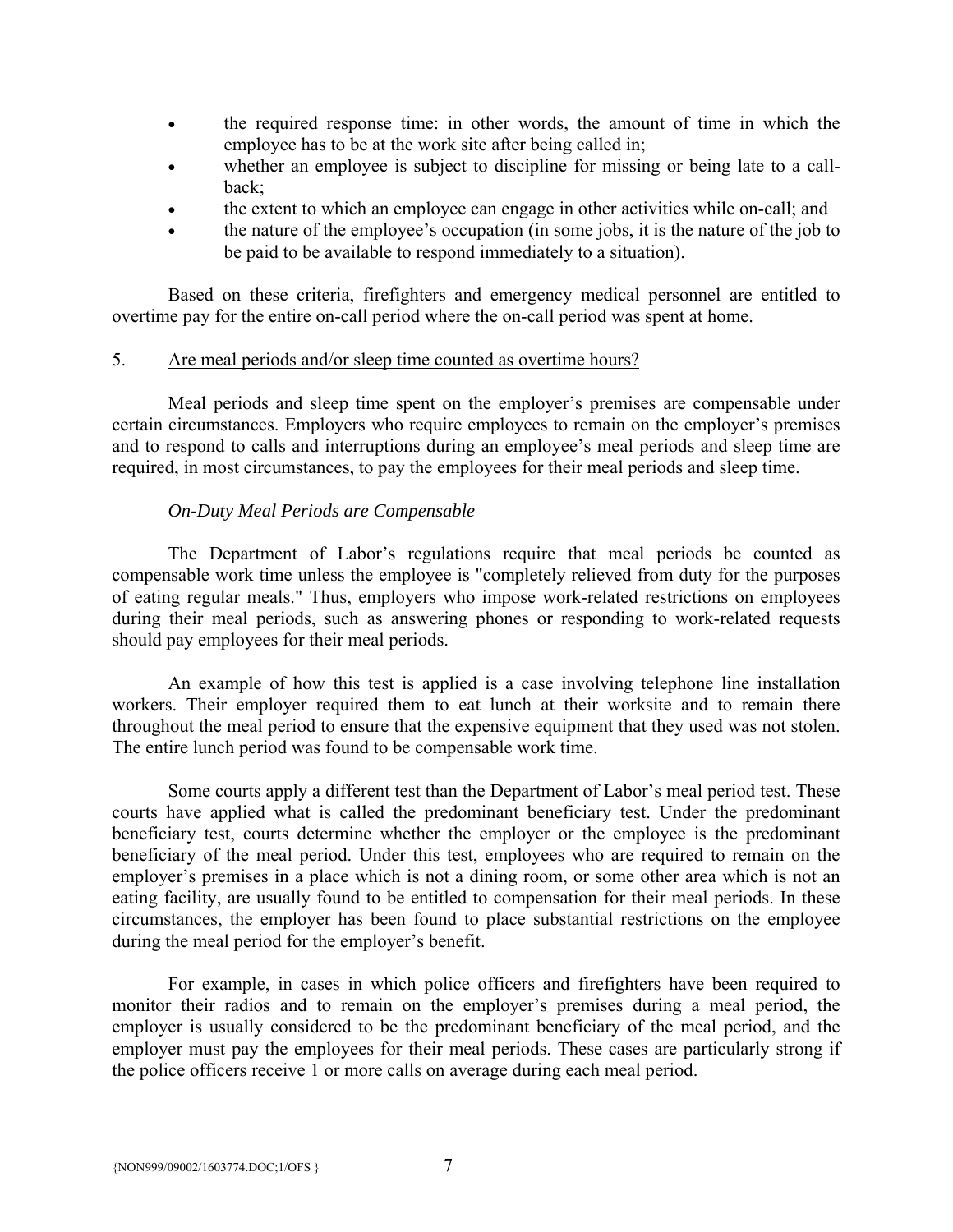- the required response time: in other words, the amount of time in which the employee has to be at the work site after being called in;
- whether an employee is subject to discipline for missing or being late to a call-back;
- the extent to which an employee can engage in other activities while on-call; and
- the nature of the employee's occupation (in some jobs, it is the nature of the job to be paid to be available to respond immediately to a situation).

Based on these criteria, firefighters and emergency medical personnel are entitled to overtime pay for the entire on-call period where the on-call period was spent at home.

5. Are meal periods and/or sleep time counted as overtime hours?

Meal periods and sleep time spent on the employer's premises are compensable under certain circumstances. Employers who require employees to remain on the employer's premises and to respond to calls and interruptions during an employee's meal periods and sleep time are required, in most circumstances, to pay the employees for their meal periods and sleep time.

*On-Duty Meal Periods are Compensable*

The Department of Labor's regulations require that meal periods be counted as compensable work time unless the employee is "completely relieved from duty for the purposes of eating regular meals." Thus, employers who impose work-related restrictions on employees during their meal periods, such as answering phones or responding to work-related requests should pay employees for their meal periods.

An example of how this test is applied is a case involving telephone line installation workers. Their employer required them to eat lunch at their worksite and to remain there throughout the meal period to ensure that the expensive equipment that they used was not stolen. The entire lunch period was found to be compensable work time.

Some courts apply a different test than the Department of Labor's meal period test. These courts have applied what is called the predominant beneficiary test. Under the predominant beneficiary test, courts determine whether the employer or the employee is the predominant beneficiary of the meal period. Under this test, employees who are required to remain on the employer's premises in a place which is not a dining room, or some other area which is not an eating facility, are usually found to be entitled to compensation for their meal periods. In these circumstances, the employer has been found to place substantial restrictions on the employee during the meal period for the employer's benefit.

For example, in cases in which police officers and firefighters have been required to monitor their radios and to remain on the employer's premises during a meal period, the employer is usually considered to be the predominant beneficiary of the meal period, and the employer must pay the employees for their meal periods. These cases are particularly strong if the police officers receive 1 or more calls on average during each meal period.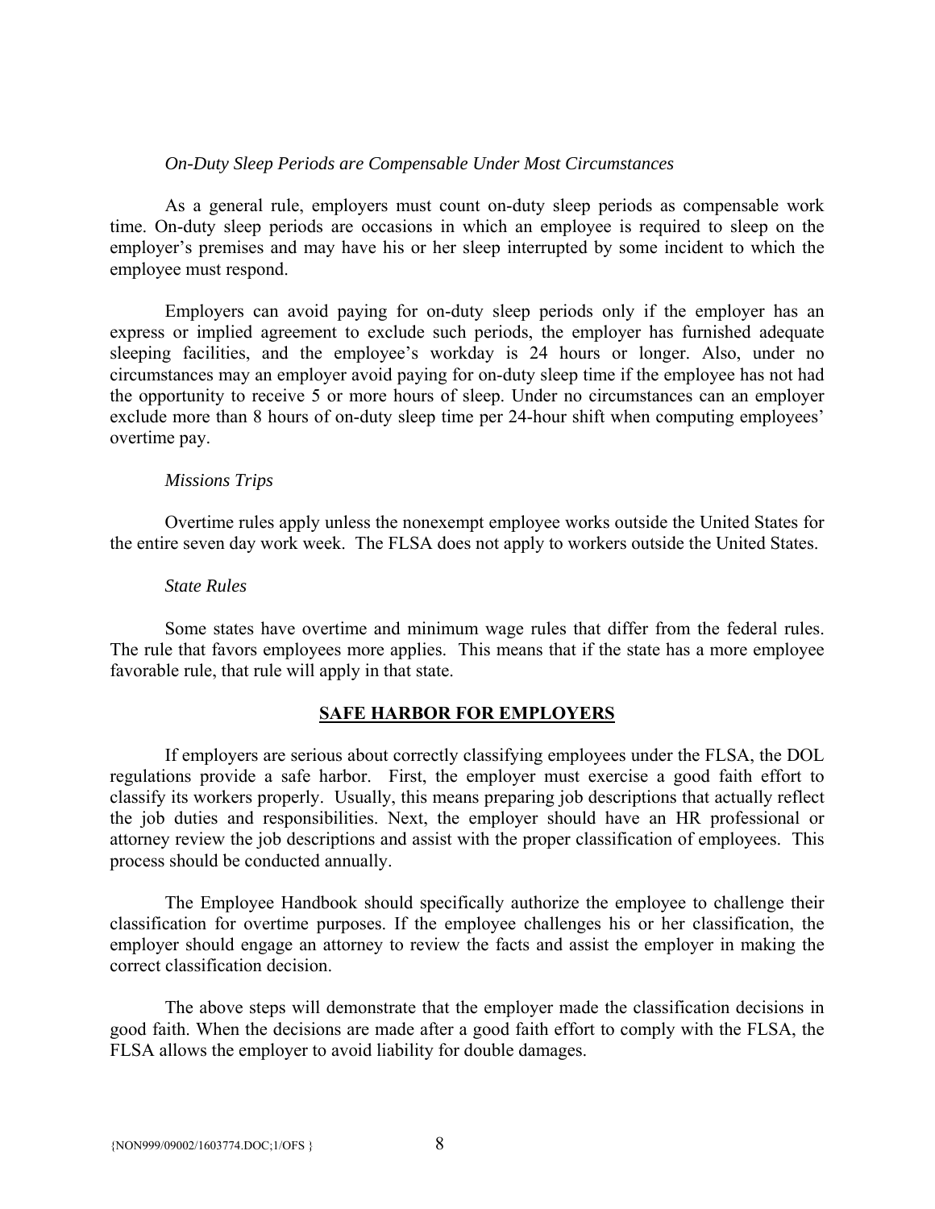*On-Duty Sleep Periods are Compensable Under Most Circumstances*

As a general rule, employers must count on-duty sleep periods as compensable work time. On-duty sleep periods are occasions in which an employee is required to sleep on the employer's premises and may have his or her sleep interrupted by some incident to which the employee must respond.

Employers can avoid paying for on-duty sleep periods only if the employer has an express or implied agreement to exclude such periods, the employer has furnished adequate sleeping facilities, and the employee's workday is 24 hours or longer. Also, under no circumstances may an employer avoid paying for on-duty sleep time if the employee has not had the opportunity to receive 5 or more hours of sleep. Under no circumstances can an employer exclude more than 8 hours of on-duty sleep time per 24-hour shift when computing employees' overtime pay.

*Missions Trips*

Overtime rules apply unless the nonexempt employee works outside the United States for the entire seven day work week. The FLSA does not apply to workers outside the United States.

*State Rules*

Some states have overtime and minimum wage rules that differ from the federal rules. The rule that favors employees more applies. This means that if the state has a more employee favorable rule, that rule will apply in that state.

## SAFE HARBOR FOR EMPLOYERS

If employers are serious about correctly classifying employees under the FLSA, the DOL regulations provide a safe harbor. First, the employer must exercise a good faith effort to classify its workers properly. Usually, this means preparing job descriptions that actually reflect the job duties and responsibilities. Next, the employer should have an HR professional or attorney review the job descriptions and assist with the proper classification of employees. This process should be conducted annually.

The Employee Handbook should specifically authorize the employee to challenge their classification for overtime purposes. If the employee challenges his or her classification, the employer should engage an attorney to review the facts and assist the employer in making the correct classification decision.

The above steps will demonstrate that the employer made the classification decisions in good faith. When the decisions are made after a good faith effort to comply with the FLSA, the FLSA allows the employer to avoid liability for double damages.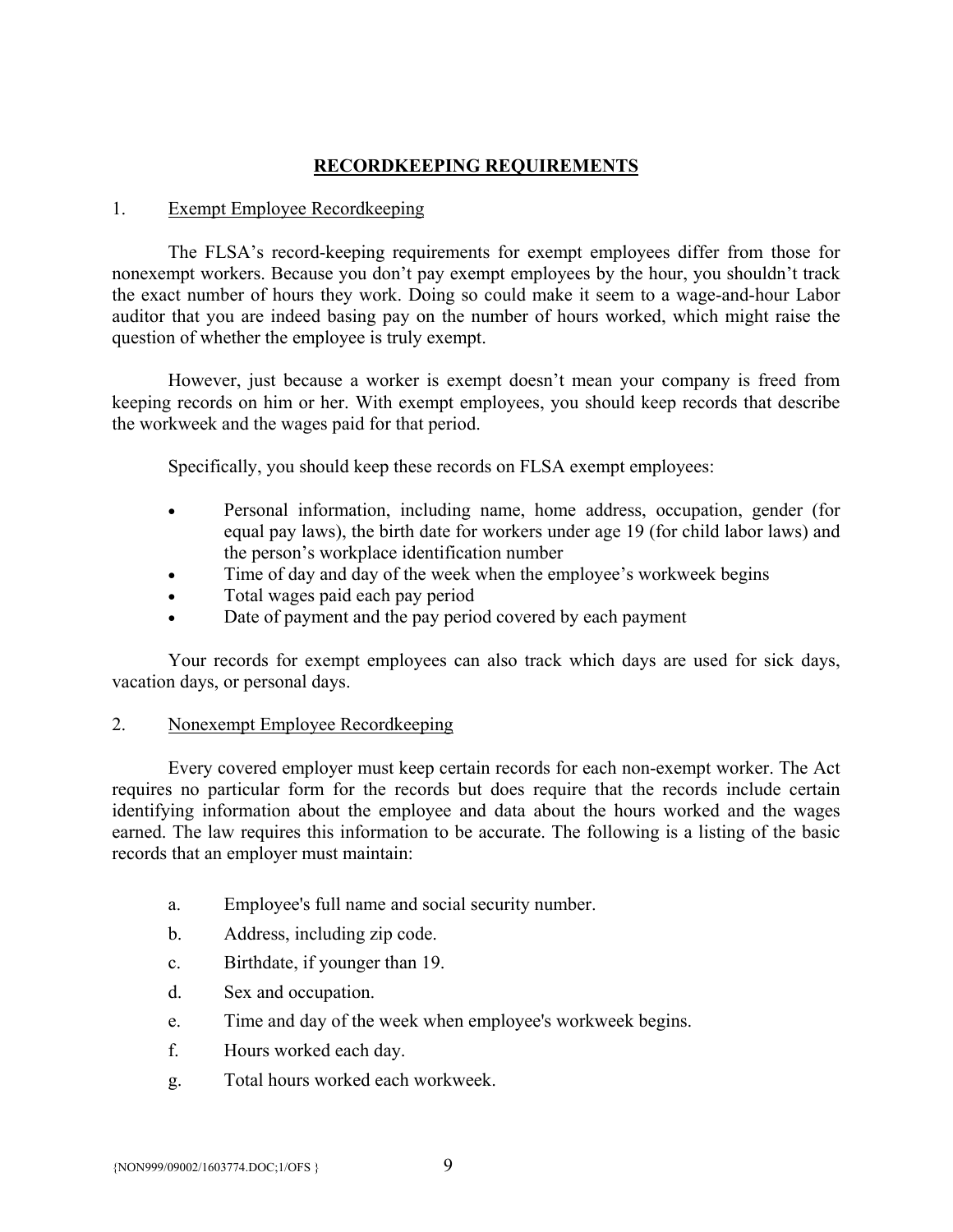## RECORDKEEPING REQUIREMENTS

1. Exempt Employee Recordkeeping

The FLSA's record-keeping requirements for exempt employees differ from those for nonexempt workers. Because you don't pay exempt employees by the hour, you shouldn't track the exact number of hours they work. Doing so could make it seem to a wage-and-hour Labor auditor that you are indeed basing pay on the number of hours worked, which might raise the question of whether the employee is truly exempt.

However, just because a worker is exempt doesn't mean your company is freed from keeping records on him or her. With exempt employees, you should keep records that describe the workweek and the wages paid for that period.

Specifically, you should keep these records on FLSA exempt employees:

- Personal information, including name, home address, occupation, gender (for equal pay laws), the birth date for workers under age 19 (for child labor laws) and the person's workplace identification number
- Time of day and day of the week when the employee's workweek begins
- Total wages paid each pay period
- Date of payment and the pay period covered by each payment

Your records for exempt employees can also track which days are used for sick days, vacation days, or personal days.

2. Nonexempt Employee Recordkeeping

Every covered employer must keep certain records for each non-exempt worker. The Act requires no particular form for the records but does require that the records include certain identifying information about the employee and data about the hours worked and the wages earned. The law requires this information to be accurate. The following is a listing of the basic records that an employer must maintain:

a. Employee's full name and social security number.

b. Address, including zip code.

c. Birthdate, if younger than 19.

d. Sex and occupation.

e. Time and day of the week when employee's workweek begins.

f. Hours worked each day.

g. Total hours worked each workweek.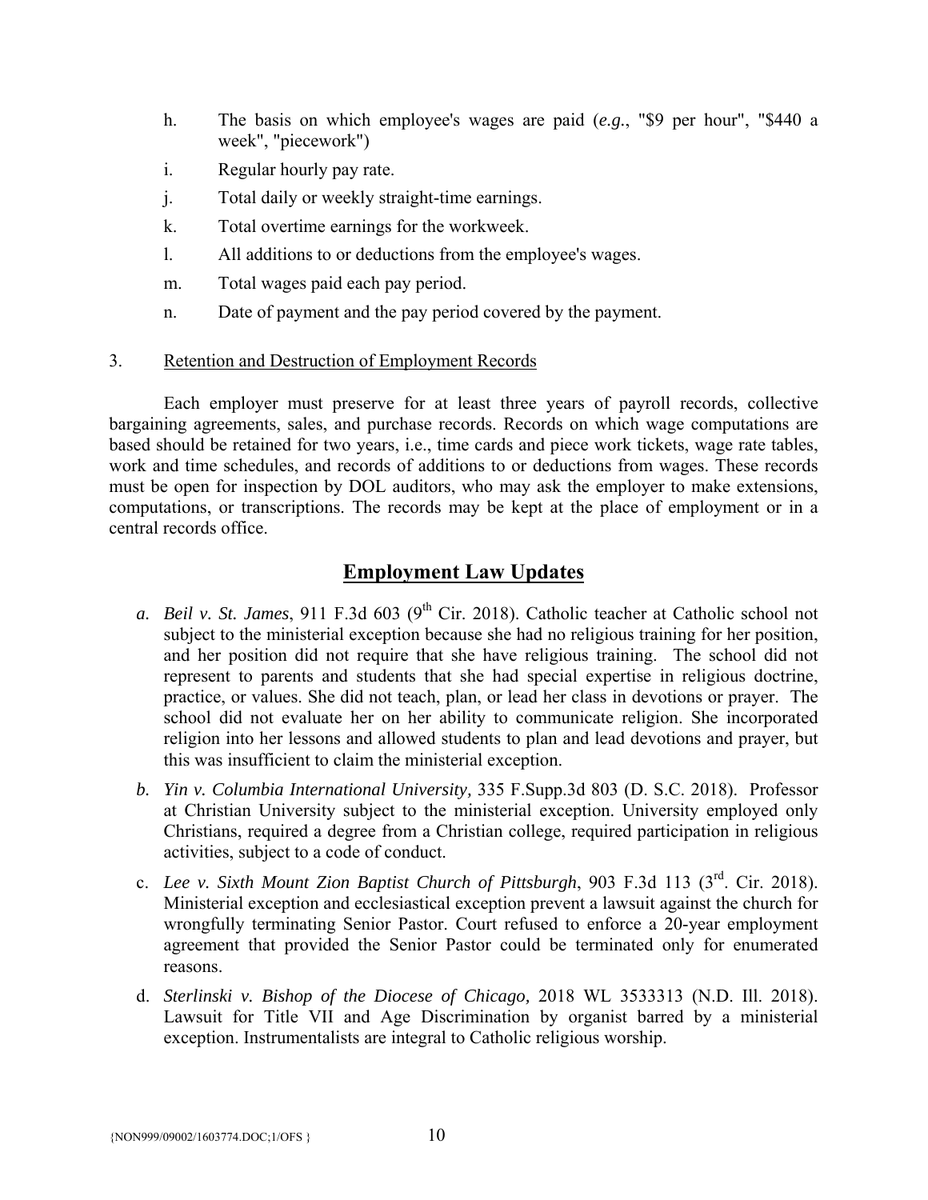h. The basis on which employee's wages are paid (*e.g.*, "$9 per hour", "$440 a week", "piecework")

i. Regular hourly pay rate.

j. Total daily or weekly straight-time earnings.

k. Total overtime earnings for the workweek.

l. All additions to or deductions from the employee's wages.

m. Total wages paid each pay period.

n. Date of payment and the pay period covered by the payment.

3. Retention and Destruction of Employment Records

Each employer must preserve for at least three years of payroll records, collective bargaining agreements, sales, and purchase records. Records on which wage computations are based should be retained for two years, i.e., time cards and piece work tickets, wage rate tables, work and time schedules, and records of additions to or deductions from wages. These records must be open for inspection by DOL auditors, who may ask the employer to make extensions, computations, or transcriptions. The records may be kept at the place of employment or in a central records office.

## Employment Law Updates

*a. Beil v. St. James*, 911 F.3d 603 (9th Cir. 2018). Catholic teacher at Catholic school not subject to the ministerial exception because she had no religious training for her position, and her position did not require that she have religious training. The school did not represent to parents and students that she had special expertise in religious doctrine, practice, or values. She did not teach, plan, or lead her class in devotions or prayer. The school did not evaluate her on her ability to communicate religion. She incorporated religion into her lessons and allowed students to plan and lead devotions and prayer, but this was insufficient to claim the ministerial exception.

*b. Yin v. Columbia International University,* 335 F.Supp.3d 803 (D. S.C. 2018). Professor at Christian University subject to the ministerial exception. University employed only Christians, required a degree from a Christian college, required participation in religious activities, subject to a code of conduct.

c. *Lee v. Sixth Mount Zion Baptist Church of Pittsburgh*, 903 F.3d 113 (3rd. Cir. 2018). Ministerial exception and ecclesiastical exception prevent a lawsuit against the church for wrongfully terminating Senior Pastor. Court refused to enforce a 20-year employment agreement that provided the Senior Pastor could be terminated only for enumerated reasons.

d. *Sterlinski v. Bishop of the Diocese of Chicago,* 2018 WL 3533313 (N.D. Ill. 2018). Lawsuit for Title VII and Age Discrimination by organist barred by a ministerial exception. Instrumentalists are integral to Catholic religious worship.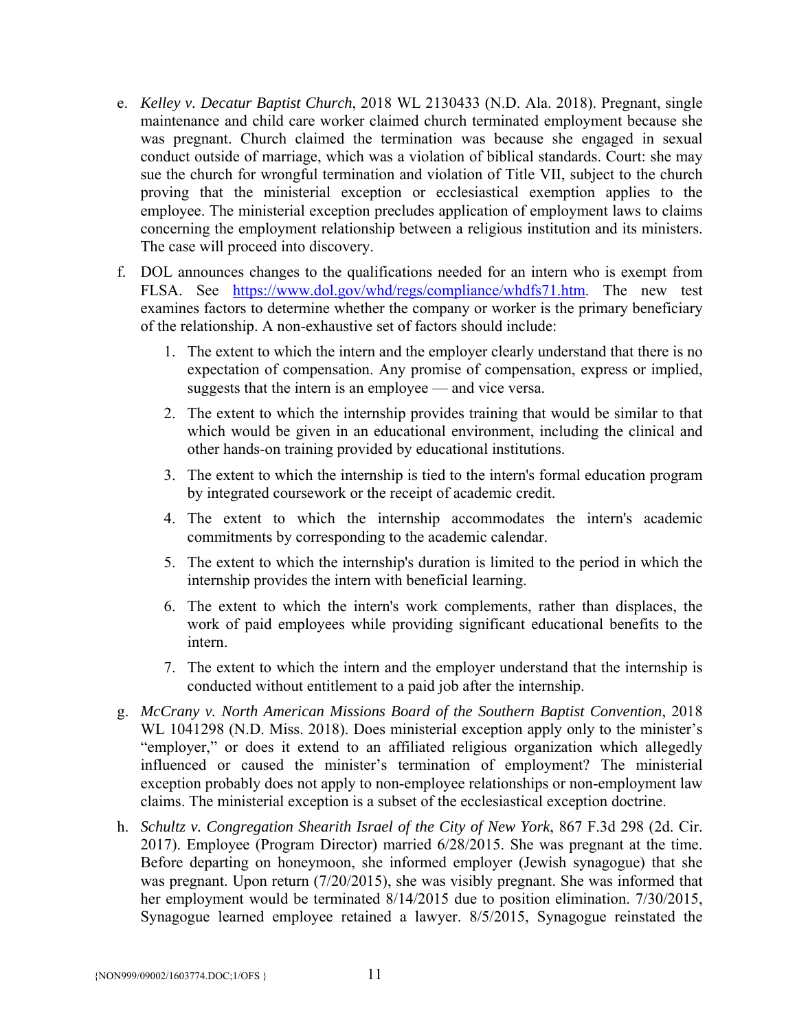e. *Kelley v. Decatur Baptist Church*, 2018 WL 2130433 (N.D. Ala. 2018). Pregnant, single maintenance and child care worker claimed church terminated employment because she was pregnant. Church claimed the termination was because she engaged in sexual conduct outside of marriage, which was a violation of biblical standards. Court: she may sue the church for wrongful termination and violation of Title VII, subject to the church proving that the ministerial exception or ecclesiastical exemption applies to the employee. The ministerial exception precludes application of employment laws to claims concerning the employment relationship between a religious institution and its ministers. The case will proceed into discovery.

f. DOL announces changes to the qualifications needed for an intern who is exempt from FLSA. See [https://www.dol.gov/whd/regs/compliance/whdfs71.htm](https://www.dol.gov/whd/regs/compliance/whdfs71.htm). The new test examines factors to determine whether the company or worker is the primary beneficiary of the relationship. A non-exhaustive set of factors should include:

   1. The extent to which the intern and the employer clearly understand that there is no expectation of compensation. Any promise of compensation, express or implied, suggests that the intern is an employee — and vice versa.
   2. The extent to which the internship provides training that would be similar to that which would be given in an educational environment, including the clinical and other hands-on training provided by educational institutions.
   3. The extent to which the internship is tied to the intern's formal education program by integrated coursework or the receipt of academic credit.
   4. The extent to which the internship accommodates the intern's academic commitments by corresponding to the academic calendar.
   5. The extent to which the internship's duration is limited to the period in which the internship provides the intern with beneficial learning.
   6. The extent to which the intern's work complements, rather than displaces, the work of paid employees while providing significant educational benefits to the intern.
   7. The extent to which the intern and the employer understand that the internship is conducted without entitlement to a paid job after the internship.

g. *McCrany v. North American Missions Board of the Southern Baptist Convention*, 2018 WL 1041298 (N.D. Miss. 2018). Does ministerial exception apply only to the minister's "employer," or does it extend to an affiliated religious organization which allegedly influenced or caused the minister's termination of employment? The ministerial exception probably does not apply to non-employee relationships or non-employment law claims. The ministerial exception is a subset of the ecclesiastical exception doctrine.

h. *Schultz v. Congregation Shearith Israel of the City of New York*, 867 F.3d 298 (2d. Cir. 2017). Employee (Program Director) married 6/28/2015. She was pregnant at the time. Before departing on honeymoon, she informed employer (Jewish synagogue) that she was pregnant. Upon return (7/20/2015), she was visibly pregnant. She was informed that her employment would be terminated 8/14/2015 due to position elimination. 7/30/2015, Synagogue learned employee retained a lawyer. 8/5/2015, Synagogue reinstated the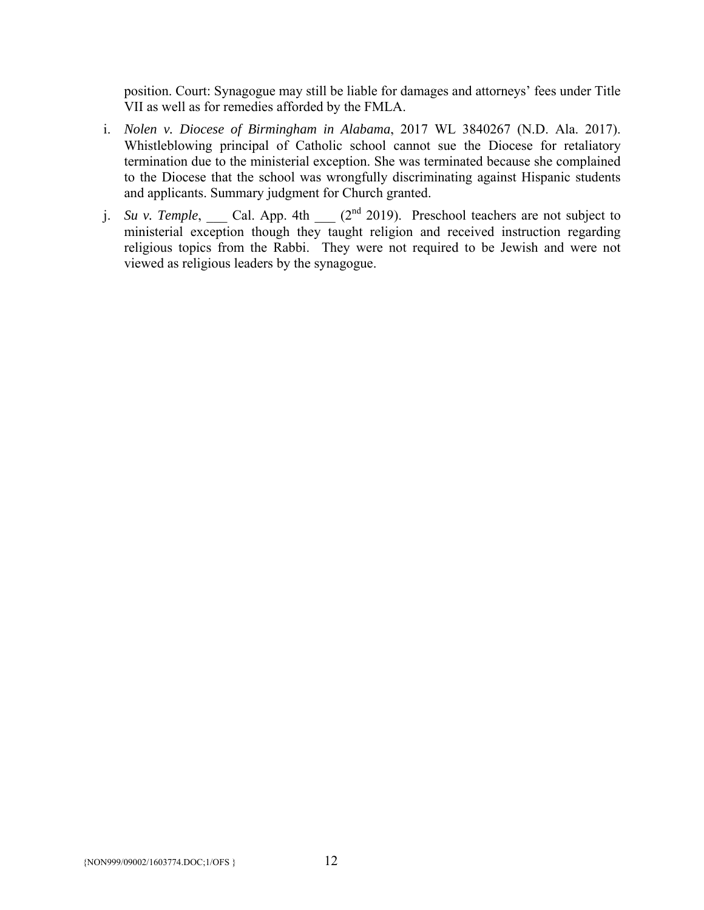position. Court: Synagogue may still be liable for damages and attorneys' fees under Title VII as well as for remedies afforded by the FMLA.

i. *Nolen v. Diocese of Birmingham in Alabama*, 2017 WL 3840267 (N.D. Ala. 2017). Whistleblowing principal of Catholic school cannot sue the Diocese for retaliatory termination due to the ministerial exception. She was terminated because she complained to the Diocese that the school was wrongfully discriminating against Hispanic students and applicants. Summary judgment for Church granted.

j. *Su v. Temple*, ___ Cal. App. 4th ___ (2nd 2019). Preschool teachers are not subject to ministerial exception though they taught religion and received instruction regarding religious topics from the Rabbi. They were not required to be Jewish and were not viewed as religious leaders by the synagogue.